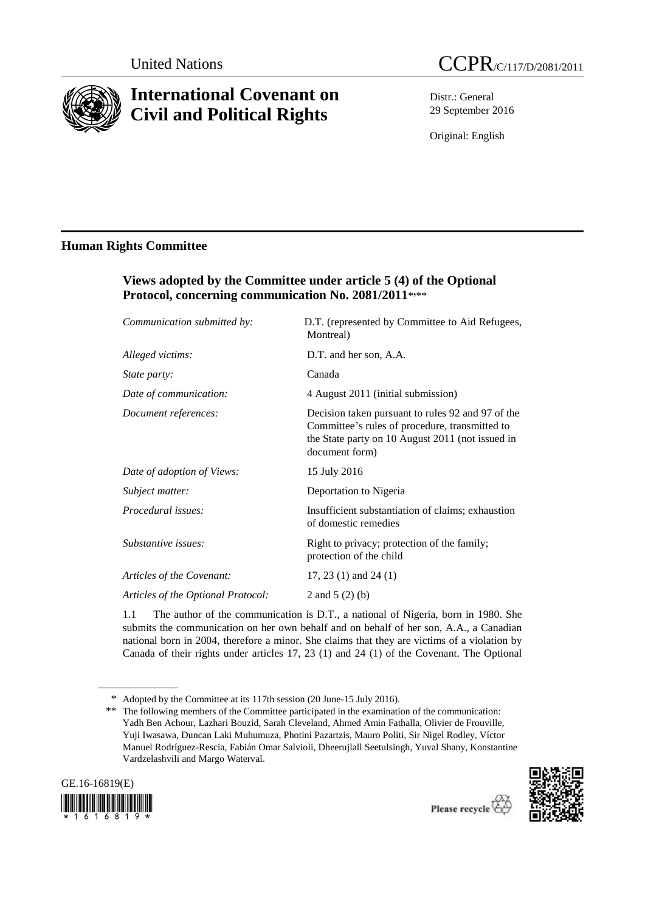United Nations

# CCPR/C/117/D/2081/2011

# International Covenant on Civil and Political Rights

Distr.: General
29 September 2016

Original: English

## Human Rights Committee

### Views adopted by the Committee under article 5 (4) of the Optional Protocol, concerning communication No. 2081/2011*, **

| | |
|---|---|
| *Communication submitted by:* | D.T. (represented by Committee to Aid Refugees, Montreal) |
| *Alleged victims:* | D.T. and her son, A.A. |
| *State party:* | Canada |
| *Date of communication:* | 4 August 2011 (initial submission) |
| *Document references:* | Decision taken pursuant to rules 92 and 97 of the Committee's rules of procedure, transmitted to the State party on 10 August 2011 (not issued in document form) |
| *Date of adoption of Views:* | 15 July 2016 |
| *Subject matter:* | Deportation to Nigeria |
| *Procedural issues:* | Insufficient substantiation of claims; exhaustion of domestic remedies |
| *Substantive issues:* | Right to privacy; protection of the family; protection of the child |
| *Articles of the Covenant:* | 17, 23 (1) and 24 (1) |
| *Articles of the Optional Protocol:* | 2 and 5 (2) (b) |

1.1 The author of the communication is D.T., a national of Nigeria, born in 1980. She submits the communication on her own behalf and on behalf of her son, A.A., a Canadian national born in 2004, therefore a minor. She claims that they are victims of a violation by Canada of their rights under articles 17, 23 (1) and 24 (1) of the Covenant. The Optional

---

\* Adopted by the Committee at its 117th session (20 June-15 July 2016).

\*\* The following members of the Committee participated in the examination of the communication: Yadh Ben Achour, Lazhari Bouzid, Sarah Cleveland, Ahmed Amin Fathalla, Olivier de Frouville, Yuji Iwasawa, Duncan Laki Muhumuza, Photini Pazartzis, Mauro Politi, Sir Nigel Rodley, Víctor Manuel Rodríguez-Rescia, Fabián Omar Salvioli, Dheerujlall Seetulsingh, Yuval Shany, Konstantine Vardzelashvili and Margo Waterval.

GE.16-16819(E)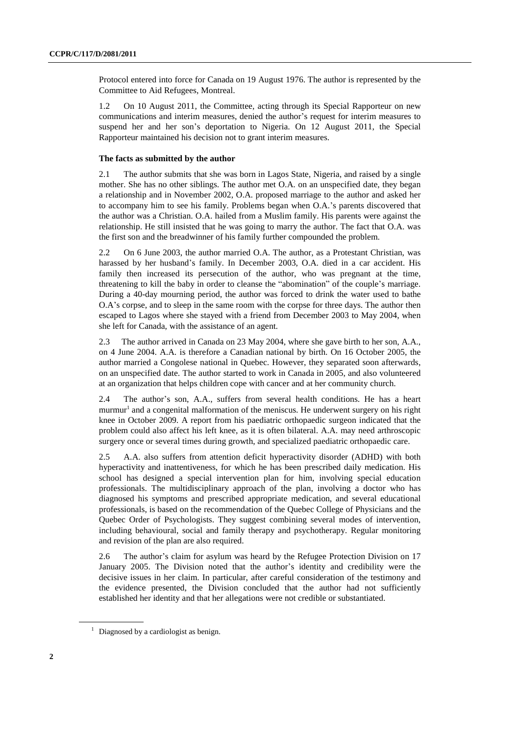Protocol entered into force for Canada on 19 August 1976. The author is represented by the Committee to Aid Refugees, Montreal.

1.2 On 10 August 2011, the Committee, acting through its Special Rapporteur on new communications and interim measures, denied the author's request for interim measures to suspend her and her son's deportation to Nigeria. On 12 August 2011, the Special Rapporteur maintained his decision not to grant interim measures.

### The facts as submitted by the author

2.1 The author submits that she was born in Lagos State, Nigeria, and raised by a single mother. She has no other siblings. The author met O.A. on an unspecified date, they began a relationship and in November 2002, O.A. proposed marriage to the author and asked her to accompany him to see his family. Problems began when O.A.'s parents discovered that the author was a Christian. O.A. hailed from a Muslim family. His parents were against the relationship. He still insisted that he was going to marry the author. The fact that O.A. was the first son and the breadwinner of his family further compounded the problem.

2.2 On 6 June 2003, the author married O.A. The author, as a Protestant Christian, was harassed by her husband's family. In December 2003, O.A. died in a car accident. His family then increased its persecution of the author, who was pregnant at the time, threatening to kill the baby in order to cleanse the "abomination" of the couple's marriage. During a 40-day mourning period, the author was forced to drink the water used to bathe O.A's corpse, and to sleep in the same room with the corpse for three days. The author then escaped to Lagos where she stayed with a friend from December 2003 to May 2004, when she left for Canada, with the assistance of an agent.

2.3 The author arrived in Canada on 23 May 2004, where she gave birth to her son, A.A., on 4 June 2004. A.A. is therefore a Canadian national by birth. On 16 October 2005, the author married a Congolese national in Quebec. However, they separated soon afterwards, on an unspecified date. The author started to work in Canada in 2005, and also volunteered at an organization that helps children cope with cancer and at her community church.

2.4 The author's son, A.A., suffers from several health conditions. He has a heart murmur[1] and a congenital malformation of the meniscus. He underwent surgery on his right knee in October 2009. A report from his paediatric orthopaedic surgeon indicated that the problem could also affect his left knee, as it is often bilateral. A.A. may need arthroscopic surgery once or several times during growth, and specialized paediatric orthopaedic care.

2.5 A.A. also suffers from attention deficit hyperactivity disorder (ADHD) with both hyperactivity and inattentiveness, for which he has been prescribed daily medication. His school has designed a special intervention plan for him, involving special education professionals. The multidisciplinary approach of the plan, involving a doctor who has diagnosed his symptoms and prescribed appropriate medication, and several educational professionals, is based on the recommendation of the Quebec College of Physicians and the Quebec Order of Psychologists. They suggest combining several modes of intervention, including behavioural, social and family therapy and psychotherapy. Regular monitoring and revision of the plan are also required.

2.6 The author's claim for asylum was heard by the Refugee Protection Division on 17 January 2005. The Division noted that the author's identity and credibility were the decisive issues in her claim. In particular, after careful consideration of the testimony and the evidence presented, the Division concluded that the author had not sufficiently established her identity and that her allegations were not credible or substantiated.

[1] Diagnosed by a cardiologist as benign.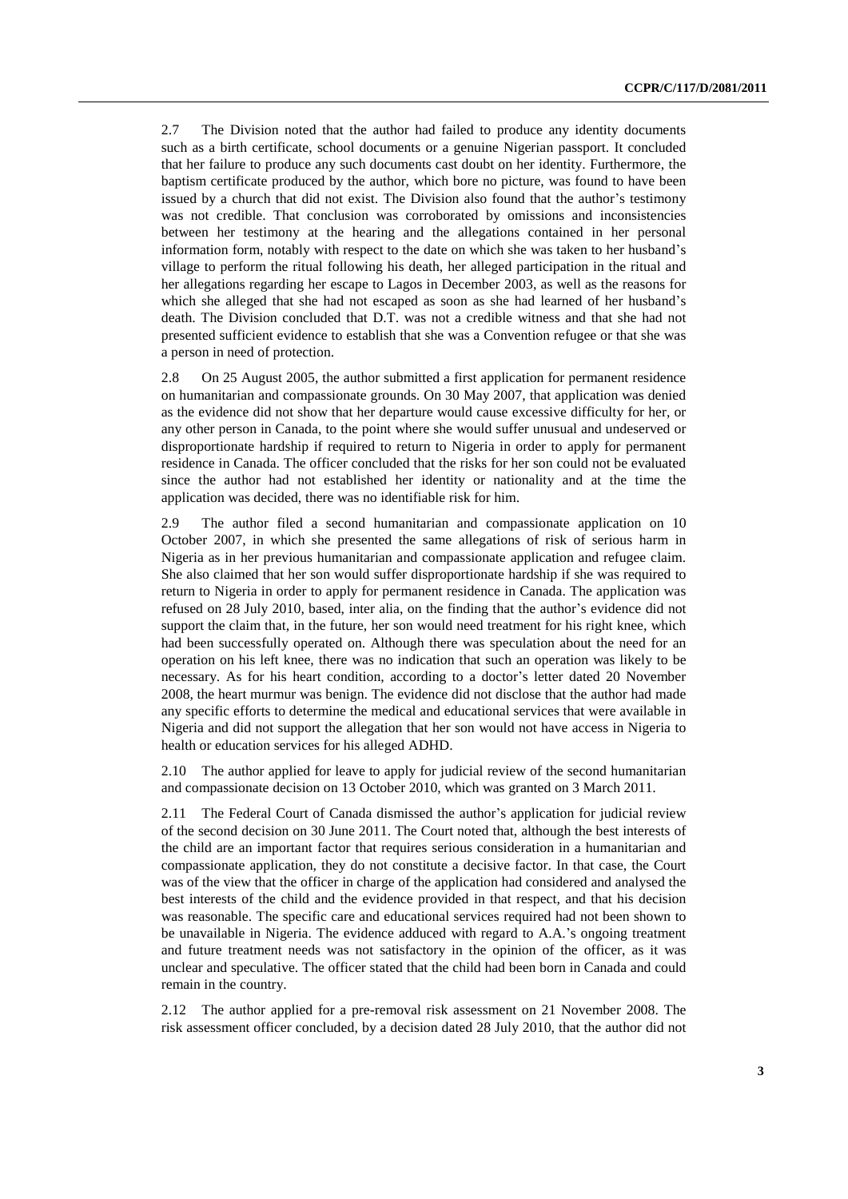2.7 The Division noted that the author had failed to produce any identity documents such as a birth certificate, school documents or a genuine Nigerian passport. It concluded that her failure to produce any such documents cast doubt on her identity. Furthermore, the baptism certificate produced by the author, which bore no picture, was found to have been issued by a church that did not exist. The Division also found that the author's testimony was not credible. That conclusion was corroborated by omissions and inconsistencies between her testimony at the hearing and the allegations contained in her personal information form, notably with respect to the date on which she was taken to her husband's village to perform the ritual following his death, her alleged participation in the ritual and her allegations regarding her escape to Lagos in December 2003, as well as the reasons for which she alleged that she had not escaped as soon as she had learned of her husband's death. The Division concluded that D.T. was not a credible witness and that she had not presented sufficient evidence to establish that she was a Convention refugee or that she was a person in need of protection.

2.8 On 25 August 2005, the author submitted a first application for permanent residence on humanitarian and compassionate grounds. On 30 May 2007, that application was denied as the evidence did not show that her departure would cause excessive difficulty for her, or any other person in Canada, to the point where she would suffer unusual and undeserved or disproportionate hardship if required to return to Nigeria in order to apply for permanent residence in Canada. The officer concluded that the risks for her son could not be evaluated since the author had not established her identity or nationality and at the time the application was decided, there was no identifiable risk for him.

2.9 The author filed a second humanitarian and compassionate application on 10 October 2007, in which she presented the same allegations of risk of serious harm in Nigeria as in her previous humanitarian and compassionate application and refugee claim. She also claimed that her son would suffer disproportionate hardship if she was required to return to Nigeria in order to apply for permanent residence in Canada. The application was refused on 28 July 2010, based, inter alia, on the finding that the author's evidence did not support the claim that, in the future, her son would need treatment for his right knee, which had been successfully operated on. Although there was speculation about the need for an operation on his left knee, there was no indication that such an operation was likely to be necessary. As for his heart condition, according to a doctor's letter dated 20 November 2008, the heart murmur was benign. The evidence did not disclose that the author had made any specific efforts to determine the medical and educational services that were available in Nigeria and did not support the allegation that her son would not have access in Nigeria to health or education services for his alleged ADHD.

2.10 The author applied for leave to apply for judicial review of the second humanitarian and compassionate decision on 13 October 2010, which was granted on 3 March 2011.

2.11 The Federal Court of Canada dismissed the author's application for judicial review of the second decision on 30 June 2011. The Court noted that, although the best interests of the child are an important factor that requires serious consideration in a humanitarian and compassionate application, they do not constitute a decisive factor. In that case, the Court was of the view that the officer in charge of the application had considered and analysed the best interests of the child and the evidence provided in that respect, and that his decision was reasonable. The specific care and educational services required had not been shown to be unavailable in Nigeria. The evidence adduced with regard to A.A.'s ongoing treatment and future treatment needs was not satisfactory in the opinion of the officer, as it was unclear and speculative. The officer stated that the child had been born in Canada and could remain in the country.

2.12 The author applied for a pre-removal risk assessment on 21 November 2008. The risk assessment officer concluded, by a decision dated 28 July 2010, that the author did not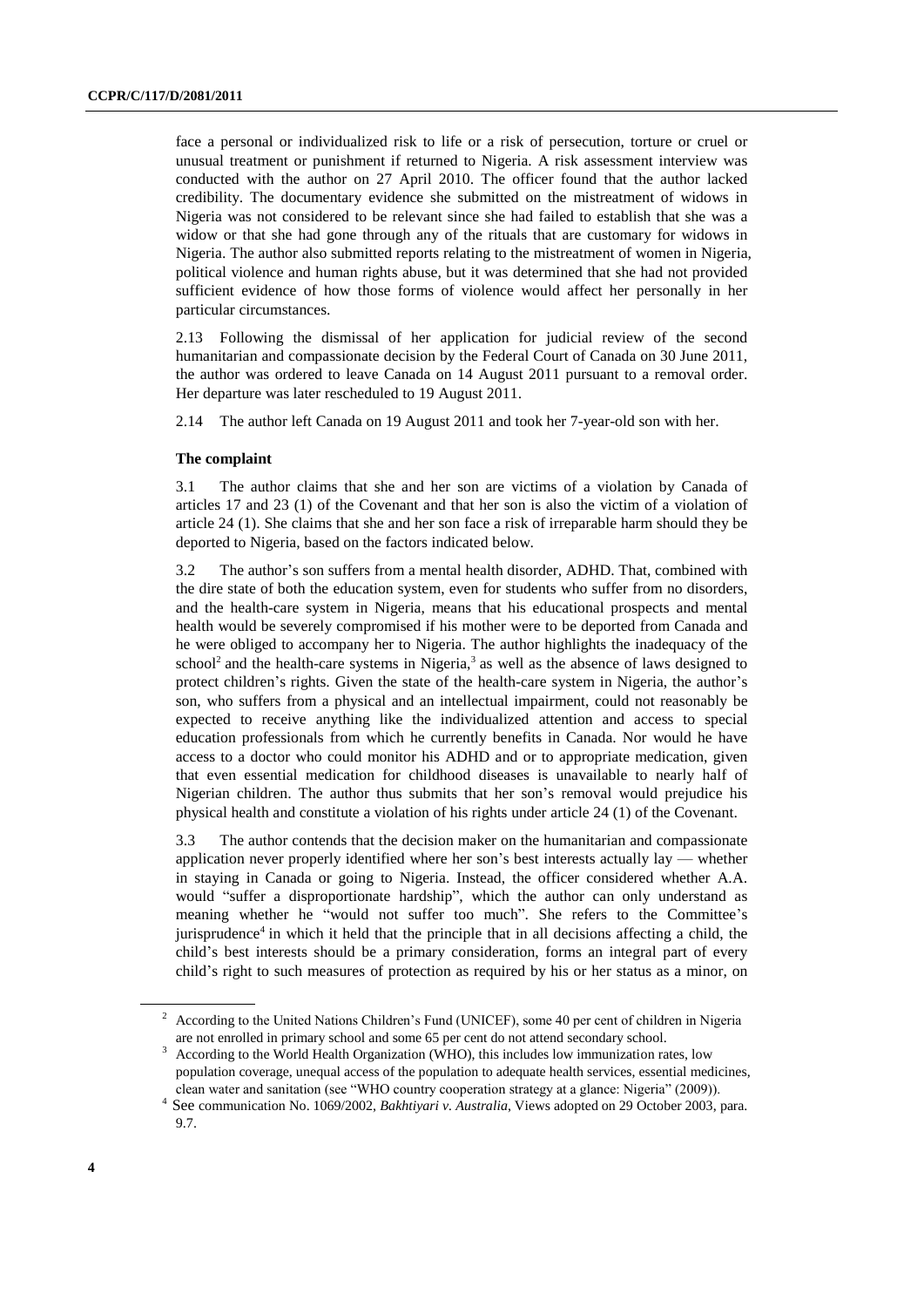face a personal or individualized risk to life or a risk of persecution, torture or cruel or unusual treatment or punishment if returned to Nigeria. A risk assessment interview was conducted with the author on 27 April 2010. The officer found that the author lacked credibility. The documentary evidence she submitted on the mistreatment of widows in Nigeria was not considered to be relevant since she had failed to establish that she was a widow or that she had gone through any of the rituals that are customary for widows in Nigeria. The author also submitted reports relating to the mistreatment of women in Nigeria, political violence and human rights abuse, but it was determined that she had not provided sufficient evidence of how those forms of violence would affect her personally in her particular circumstances.

2.13 Following the dismissal of her application for judicial review of the second humanitarian and compassionate decision by the Federal Court of Canada on 30 June 2011, the author was ordered to leave Canada on 14 August 2011 pursuant to a removal order. Her departure was later rescheduled to 19 August 2011.

2.14 The author left Canada on 19 August 2011 and took her 7-year-old son with her.

### The complaint

3.1 The author claims that she and her son are victims of a violation by Canada of articles 17 and 23 (1) of the Covenant and that her son is also the victim of a violation of article 24 (1). She claims that she and her son face a risk of irreparable harm should they be deported to Nigeria, based on the factors indicated below.

3.2 The author's son suffers from a mental health disorder, ADHD. That, combined with the dire state of both the education system, even for students who suffer from no disorders, and the health-care system in Nigeria, means that his educational prospects and mental health would be severely compromised if his mother were to be deported from Canada and he were obliged to accompany her to Nigeria. The author highlights the inadequacy of the school[2] and the health-care systems in Nigeria,[3] as well as the absence of laws designed to protect children's rights. Given the state of the health-care system in Nigeria, the author's son, who suffers from a physical and an intellectual impairment, could not reasonably be expected to receive anything like the individualized attention and access to special education professionals from which he currently benefits in Canada. Nor would he have access to a doctor who could monitor his ADHD and or to appropriate medication, given that even essential medication for childhood diseases is unavailable to nearly half of Nigerian children. The author thus submits that her son's removal would prejudice his physical health and constitute a violation of his rights under article 24 (1) of the Covenant.

3.3 The author contends that the decision maker on the humanitarian and compassionate application never properly identified where her son's best interests actually lay — whether in staying in Canada or going to Nigeria. Instead, the officer considered whether A.A. would "suffer a disproportionate hardship", which the author can only understand as meaning whether he "would not suffer too much". She refers to the Committee's jurisprudence[4] in which it held that the principle that in all decisions affecting a child, the child's best interests should be a primary consideration, forms an integral part of every child's right to such measures of protection as required by his or her status as a minor, on

---

[2] According to the United Nations Children's Fund (UNICEF), some 40 per cent of children in Nigeria are not enrolled in primary school and some 65 per cent do not attend secondary school.

[3] According to the World Health Organization (WHO), this includes low immunization rates, low population coverage, unequal access of the population to adequate health services, essential medicines, clean water and sanitation (see "WHO country cooperation strategy at a glance: Nigeria" (2009)).

[4] See communication No. 1069/2002, *Bakhtiyari v. Australia*, Views adopted on 29 October 2003, para. 9.7.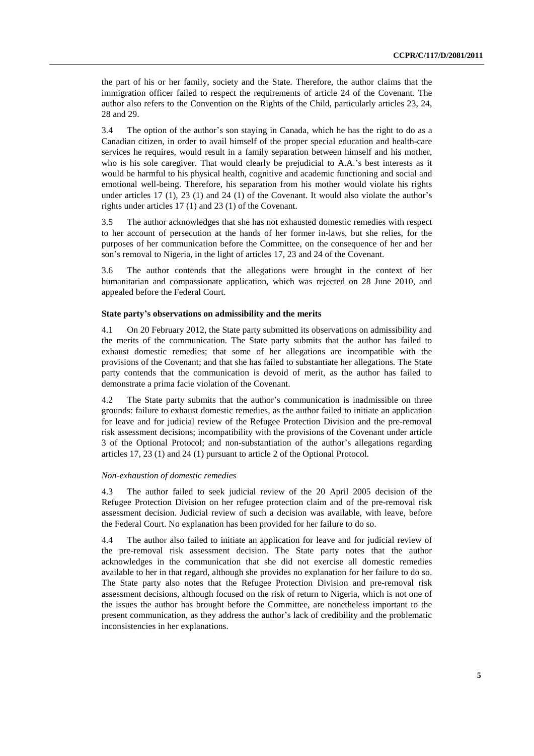the part of his or her family, society and the State. Therefore, the author claims that the immigration officer failed to respect the requirements of article 24 of the Covenant. The author also refers to the Convention on the Rights of the Child, particularly articles 23, 24, 28 and 29.

3.4 The option of the author's son staying in Canada, which he has the right to do as a Canadian citizen, in order to avail himself of the proper special education and health-care services he requires, would result in a family separation between himself and his mother, who is his sole caregiver. That would clearly be prejudicial to A.A.'s best interests as it would be harmful to his physical health, cognitive and academic functioning and social and emotional well-being. Therefore, his separation from his mother would violate his rights under articles 17 (1), 23 (1) and 24 (1) of the Covenant. It would also violate the author's rights under articles 17 (1) and 23 (1) of the Covenant.

3.5 The author acknowledges that she has not exhausted domestic remedies with respect to her account of persecution at the hands of her former in-laws, but she relies, for the purposes of her communication before the Committee, on the consequence of her and her son's removal to Nigeria, in the light of articles 17, 23 and 24 of the Covenant.

3.6 The author contends that the allegations were brought in the context of her humanitarian and compassionate application, which was rejected on 28 June 2010, and appealed before the Federal Court.

### State party's observations on admissibility and the merits

4.1 On 20 February 2012, the State party submitted its observations on admissibility and the merits of the communication. The State party submits that the author has failed to exhaust domestic remedies; that some of her allegations are incompatible with the provisions of the Covenant; and that she has failed to substantiate her allegations. The State party contends that the communication is devoid of merit, as the author has failed to demonstrate a prima facie violation of the Covenant.

4.2 The State party submits that the author's communication is inadmissible on three grounds: failure to exhaust domestic remedies, as the author failed to initiate an application for leave and for judicial review of the Refugee Protection Division and the pre-removal risk assessment decisions; incompatibility with the provisions of the Covenant under article 3 of the Optional Protocol; and non-substantiation of the author's allegations regarding articles 17, 23 (1) and 24 (1) pursuant to article 2 of the Optional Protocol.

*Non-exhaustion of domestic remedies*

4.3 The author failed to seek judicial review of the 20 April 2005 decision of the Refugee Protection Division on her refugee protection claim and of the pre-removal risk assessment decision. Judicial review of such a decision was available, with leave, before the Federal Court. No explanation has been provided for her failure to do so.

4.4 The author also failed to initiate an application for leave and for judicial review of the pre-removal risk assessment decision. The State party notes that the author acknowledges in the communication that she did not exercise all domestic remedies available to her in that regard, although she provides no explanation for her failure to do so. The State party also notes that the Refugee Protection Division and pre-removal risk assessment decisions, although focused on the risk of return to Nigeria, which is not one of the issues the author has brought before the Committee, are nonetheless important to the present communication, as they address the author's lack of credibility and the problematic inconsistencies in her explanations.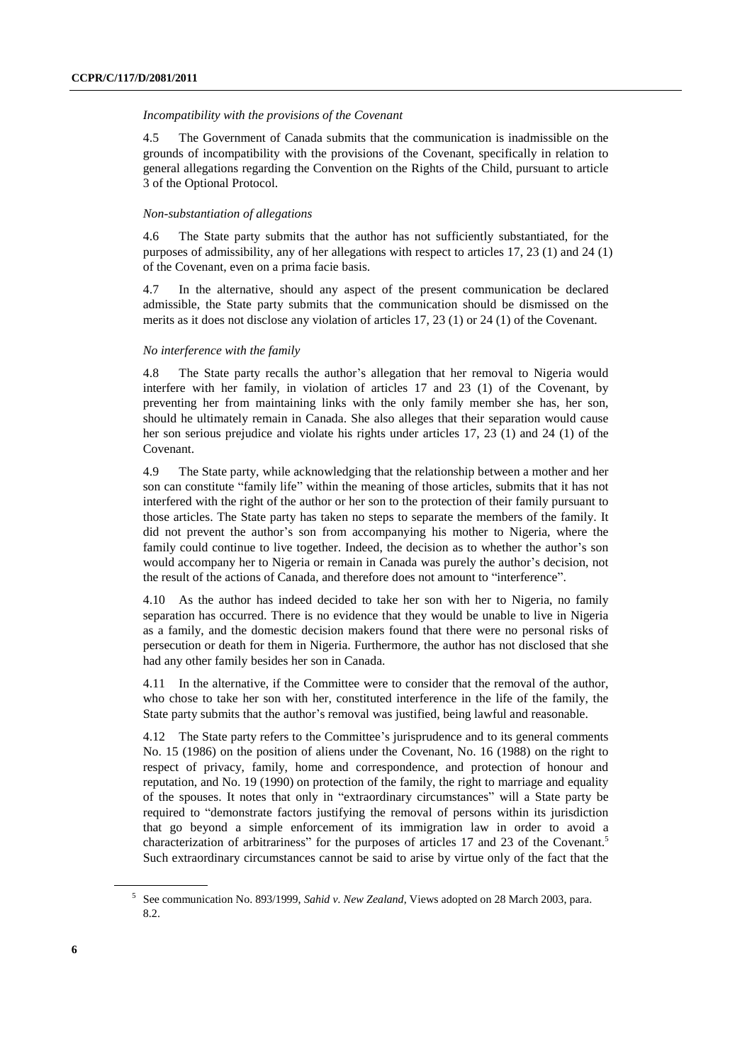*Incompatibility with the provisions of the Covenant*

4.5 The Government of Canada submits that the communication is inadmissible on the grounds of incompatibility with the provisions of the Covenant, specifically in relation to general allegations regarding the Convention on the Rights of the Child, pursuant to article 3 of the Optional Protocol.

*Non-substantiation of allegations*

4.6 The State party submits that the author has not sufficiently substantiated, for the purposes of admissibility, any of her allegations with respect to articles 17, 23 (1) and 24 (1) of the Covenant, even on a prima facie basis.

4.7 In the alternative, should any aspect of the present communication be declared admissible, the State party submits that the communication should be dismissed on the merits as it does not disclose any violation of articles 17, 23 (1) or 24 (1) of the Covenant.

*No interference with the family*

4.8 The State party recalls the author's allegation that her removal to Nigeria would interfere with her family, in violation of articles 17 and 23 (1) of the Covenant, by preventing her from maintaining links with the only family member she has, her son, should he ultimately remain in Canada. She also alleges that their separation would cause her son serious prejudice and violate his rights under articles 17, 23 (1) and 24 (1) of the Covenant.

4.9 The State party, while acknowledging that the relationship between a mother and her son can constitute "family life" within the meaning of those articles, submits that it has not interfered with the right of the author or her son to the protection of their family pursuant to those articles. The State party has taken no steps to separate the members of the family. It did not prevent the author's son from accompanying his mother to Nigeria, where the family could continue to live together. Indeed, the decision as to whether the author's son would accompany her to Nigeria or remain in Canada was purely the author's decision, not the result of the actions of Canada, and therefore does not amount to "interference".

4.10 As the author has indeed decided to take her son with her to Nigeria, no family separation has occurred. There is no evidence that they would be unable to live in Nigeria as a family, and the domestic decision makers found that there were no personal risks of persecution or death for them in Nigeria. Furthermore, the author has not disclosed that she had any other family besides her son in Canada.

4.11 In the alternative, if the Committee were to consider that the removal of the author, who chose to take her son with her, constituted interference in the life of the family, the State party submits that the author's removal was justified, being lawful and reasonable.

4.12 The State party refers to the Committee's jurisprudence and to its general comments No. 15 (1986) on the position of aliens under the Covenant, No. 16 (1988) on the right to respect of privacy, family, home and correspondence, and protection of honour and reputation, and No. 19 (1990) on protection of the family, the right to marriage and equality of the spouses. It notes that only in "extraordinary circumstances" will a State party be required to "demonstrate factors justifying the removal of persons within its jurisdiction that go beyond a simple enforcement of its immigration law in order to avoid a characterization of arbitrariness" for the purposes of articles 17 and 23 of the Covenant.[5] Such extraordinary circumstances cannot be said to arise by virtue only of the fact that the

[5] See communication No. 893/1999, *Sahid v. New Zealand*, Views adopted on 28 March 2003, para. 8.2.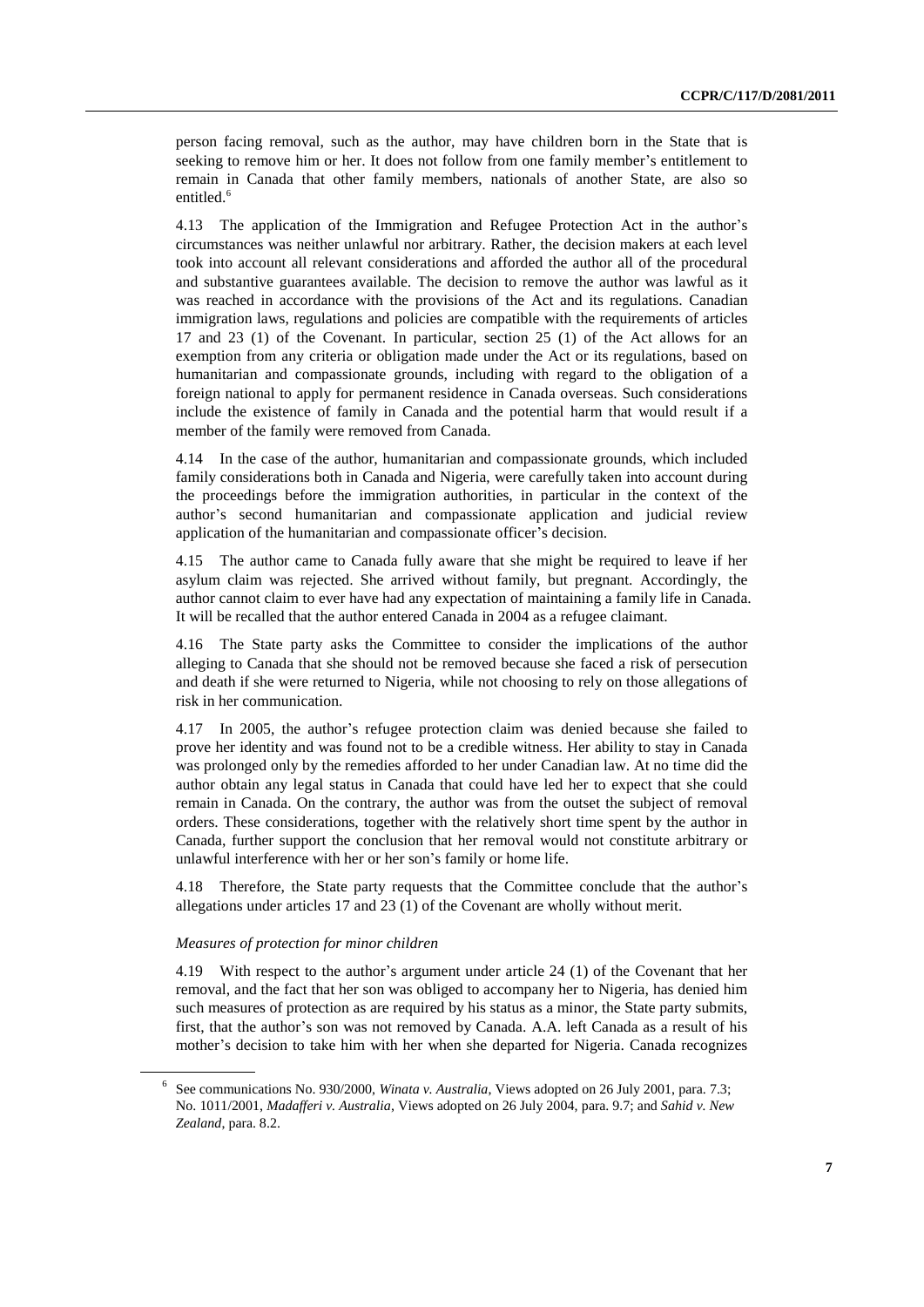person facing removal, such as the author, may have children born in the State that is seeking to remove him or her. It does not follow from one family member's entitlement to remain in Canada that other family members, nationals of another State, are also so entitled.[6]

4.13 The application of the Immigration and Refugee Protection Act in the author's circumstances was neither unlawful nor arbitrary. Rather, the decision makers at each level took into account all relevant considerations and afforded the author all of the procedural and substantive guarantees available. The decision to remove the author was lawful as it was reached in accordance with the provisions of the Act and its regulations. Canadian immigration laws, regulations and policies are compatible with the requirements of articles 17 and 23 (1) of the Covenant. In particular, section 25 (1) of the Act allows for an exemption from any criteria or obligation made under the Act or its regulations, based on humanitarian and compassionate grounds, including with regard to the obligation of a foreign national to apply for permanent residence in Canada overseas. Such considerations include the existence of family in Canada and the potential harm that would result if a member of the family were removed from Canada.

4.14 In the case of the author, humanitarian and compassionate grounds, which included family considerations both in Canada and Nigeria, were carefully taken into account during the proceedings before the immigration authorities, in particular in the context of the author's second humanitarian and compassionate application and judicial review application of the humanitarian and compassionate officer's decision.

4.15 The author came to Canada fully aware that she might be required to leave if her asylum claim was rejected. She arrived without family, but pregnant. Accordingly, the author cannot claim to ever have had any expectation of maintaining a family life in Canada. It will be recalled that the author entered Canada in 2004 as a refugee claimant.

4.16 The State party asks the Committee to consider the implications of the author alleging to Canada that she should not be removed because she faced a risk of persecution and death if she were returned to Nigeria, while not choosing to rely on those allegations of risk in her communication.

4.17 In 2005, the author's refugee protection claim was denied because she failed to prove her identity and was found not to be a credible witness. Her ability to stay in Canada was prolonged only by the remedies afforded to her under Canadian law. At no time did the author obtain any legal status in Canada that could have led her to expect that she could remain in Canada. On the contrary, the author was from the outset the subject of removal orders. These considerations, together with the relatively short time spent by the author in Canada, further support the conclusion that her removal would not constitute arbitrary or unlawful interference with her or her son's family or home life.

4.18 Therefore, the State party requests that the Committee conclude that the author's allegations under articles 17 and 23 (1) of the Covenant are wholly without merit.

*Measures of protection for minor children*

4.19 With respect to the author's argument under article 24 (1) of the Covenant that her removal, and the fact that her son was obliged to accompany her to Nigeria, has denied him such measures of protection as are required by his status as a minor, the State party submits, first, that the author's son was not removed by Canada. A.A. left Canada as a result of his mother's decision to take him with her when she departed for Nigeria. Canada recognizes

[6] See communications No. 930/2000, *Winata v. Australia*, Views adopted on 26 July 2001, para. 7.3; No. 1011/2001, *Madafferi v. Australia*, Views adopted on 26 July 2004, para. 9.7; and *Sahid v. New Zealand*, para. 8.2.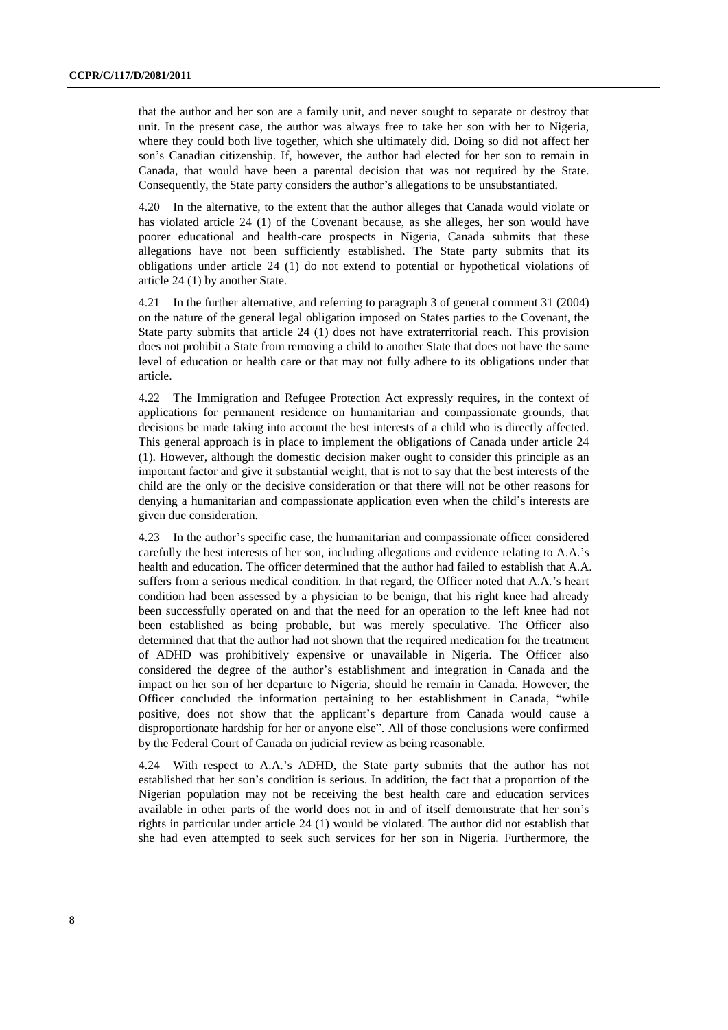that the author and her son are a family unit, and never sought to separate or destroy that unit. In the present case, the author was always free to take her son with her to Nigeria, where they could both live together, which she ultimately did. Doing so did not affect her son's Canadian citizenship. If, however, the author had elected for her son to remain in Canada, that would have been a parental decision that was not required by the State. Consequently, the State party considers the author's allegations to be unsubstantiated.

4.20 In the alternative, to the extent that the author alleges that Canada would violate or has violated article 24 (1) of the Covenant because, as she alleges, her son would have poorer educational and health-care prospects in Nigeria, Canada submits that these allegations have not been sufficiently established. The State party submits that its obligations under article 24 (1) do not extend to potential or hypothetical violations of article 24 (1) by another State.

4.21 In the further alternative, and referring to paragraph 3 of general comment 31 (2004) on the nature of the general legal obligation imposed on States parties to the Covenant, the State party submits that article 24 (1) does not have extraterritorial reach. This provision does not prohibit a State from removing a child to another State that does not have the same level of education or health care or that may not fully adhere to its obligations under that article.

4.22 The Immigration and Refugee Protection Act expressly requires, in the context of applications for permanent residence on humanitarian and compassionate grounds, that decisions be made taking into account the best interests of a child who is directly affected. This general approach is in place to implement the obligations of Canada under article 24 (1). However, although the domestic decision maker ought to consider this principle as an important factor and give it substantial weight, that is not to say that the best interests of the child are the only or the decisive consideration or that there will not be other reasons for denying a humanitarian and compassionate application even when the child's interests are given due consideration.

4.23 In the author's specific case, the humanitarian and compassionate officer considered carefully the best interests of her son, including allegations and evidence relating to A.A.'s health and education. The officer determined that the author had failed to establish that A.A. suffers from a serious medical condition. In that regard, the Officer noted that A.A.'s heart condition had been assessed by a physician to be benign, that his right knee had already been successfully operated on and that the need for an operation to the left knee had not been established as being probable, but was merely speculative. The Officer also determined that that the author had not shown that the required medication for the treatment of ADHD was prohibitively expensive or unavailable in Nigeria. The Officer also considered the degree of the author's establishment and integration in Canada and the impact on her son of her departure to Nigeria, should he remain in Canada. However, the Officer concluded the information pertaining to her establishment in Canada, "while positive, does not show that the applicant's departure from Canada would cause a disproportionate hardship for her or anyone else". All of those conclusions were confirmed by the Federal Court of Canada on judicial review as being reasonable.

4.24 With respect to A.A.'s ADHD, the State party submits that the author has not established that her son's condition is serious. In addition, the fact that a proportion of the Nigerian population may not be receiving the best health care and education services available in other parts of the world does not in and of itself demonstrate that her son's rights in particular under article 24 (1) would be violated. The author did not establish that she had even attempted to seek such services for her son in Nigeria. Furthermore, the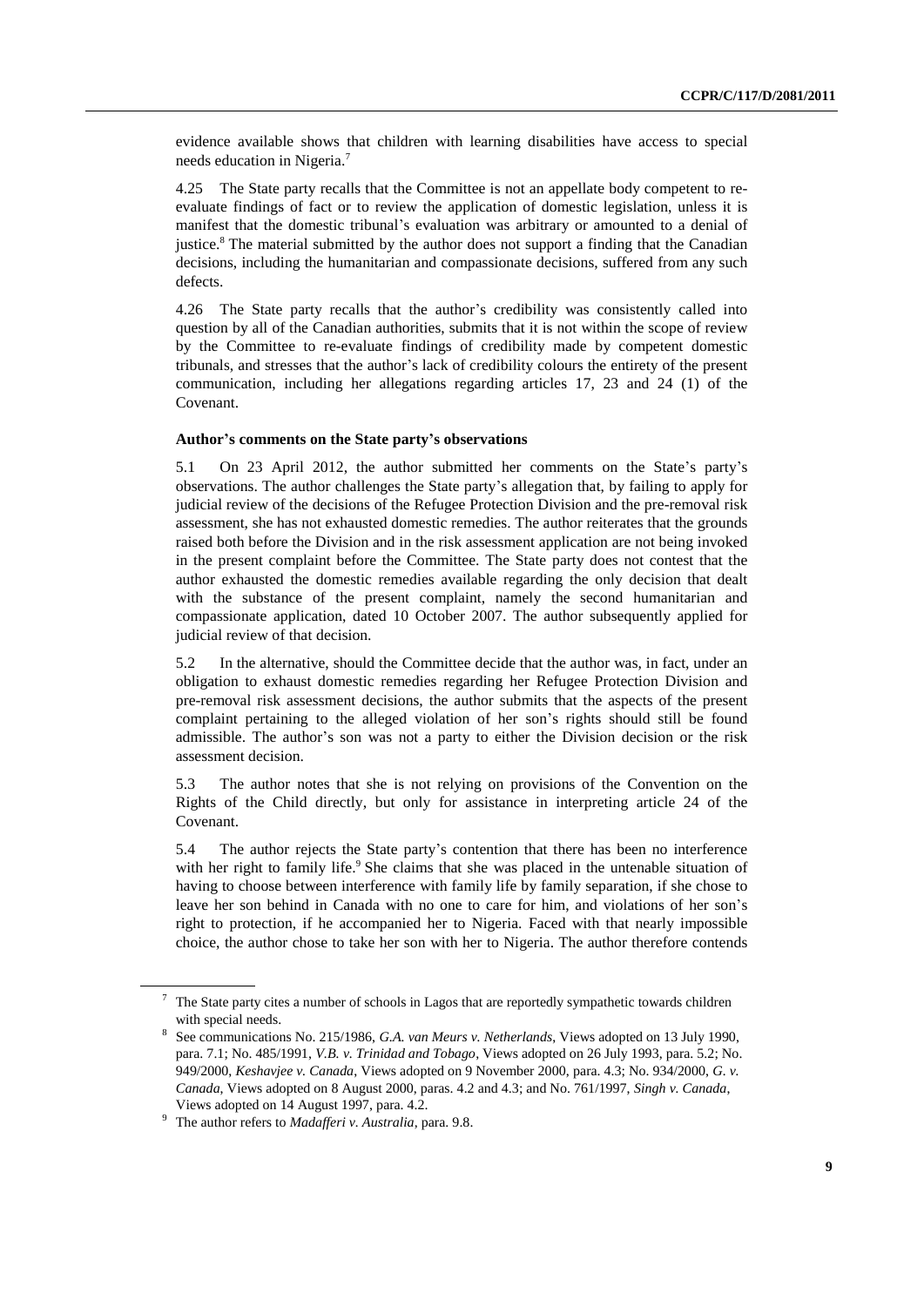evidence available shows that children with learning disabilities have access to special needs education in Nigeria.[7]

4.25 The State party recalls that the Committee is not an appellate body competent to re-evaluate findings of fact or to review the application of domestic legislation, unless it is manifest that the domestic tribunal's evaluation was arbitrary or amounted to a denial of justice.[8] The material submitted by the author does not support a finding that the Canadian decisions, including the humanitarian and compassionate decisions, suffered from any such defects.

4.26 The State party recalls that the author's credibility was consistently called into question by all of the Canadian authorities, submits that it is not within the scope of review by the Committee to re-evaluate findings of credibility made by competent domestic tribunals, and stresses that the author's lack of credibility colours the entirety of the present communication, including her allegations regarding articles 17, 23 and 24 (1) of the Covenant.

### Author's comments on the State party's observations

5.1 On 23 April 2012, the author submitted her comments on the State's party's observations. The author challenges the State party's allegation that, by failing to apply for judicial review of the decisions of the Refugee Protection Division and the pre-removal risk assessment, she has not exhausted domestic remedies. The author reiterates that the grounds raised both before the Division and in the risk assessment application are not being invoked in the present complaint before the Committee. The State party does not contest that the author exhausted the domestic remedies available regarding the only decision that dealt with the substance of the present complaint, namely the second humanitarian and compassionate application, dated 10 October 2007. The author subsequently applied for judicial review of that decision.

5.2 In the alternative, should the Committee decide that the author was, in fact, under an obligation to exhaust domestic remedies regarding her Refugee Protection Division and pre-removal risk assessment decisions, the author submits that the aspects of the present complaint pertaining to the alleged violation of her son's rights should still be found admissible. The author's son was not a party to either the Division decision or the risk assessment decision.

5.3 The author notes that she is not relying on provisions of the Convention on the Rights of the Child directly, but only for assistance in interpreting article 24 of the Covenant.

5.4 The author rejects the State party's contention that there has been no interference with her right to family life.[9] She claims that she was placed in the untenable situation of having to choose between interference with family life by family separation, if she chose to leave her son behind in Canada with no one to care for him, and violations of her son's right to protection, if he accompanied her to Nigeria. Faced with that nearly impossible choice, the author chose to take her son with her to Nigeria. The author therefore contends

---

[7] The State party cites a number of schools in Lagos that are reportedly sympathetic towards children with special needs.

[8] See communications No. 215/1986, *G.A. van Meurs v. Netherlands*, Views adopted on 13 July 1990, para. 7.1; No. 485/1991, *V.B. v. Trinidad and Tobago*, Views adopted on 26 July 1993, para. 5.2; No. 949/2000, *Keshavjee v. Canada*, Views adopted on 9 November 2000, para. 4.3; No. 934/2000, *G. v. Canada*, Views adopted on 8 August 2000, paras. 4.2 and 4.3; and No. 761/1997, *Singh v. Canada*, Views adopted on 14 August 1997, para. 4.2.

[9] The author refers to *Madafferi v. Australia*, para. 9.8.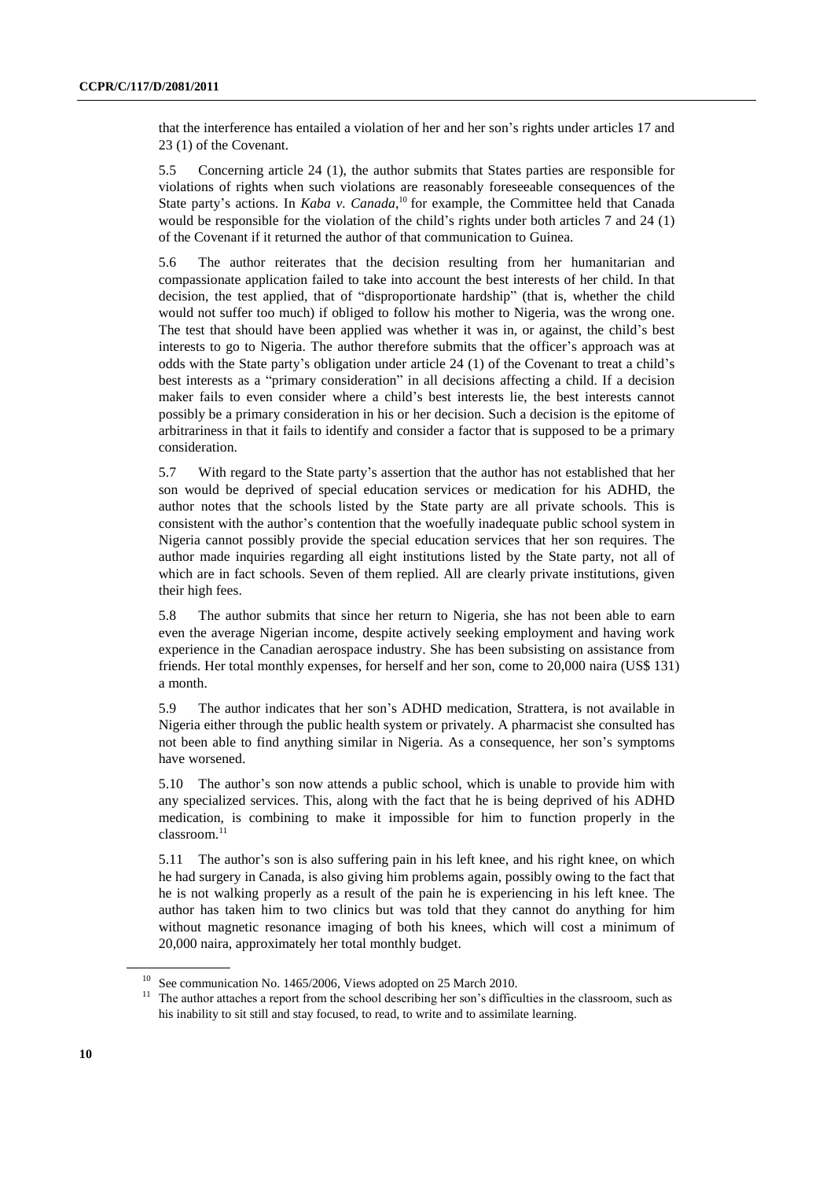that the interference has entailed a violation of her and her son's rights under articles 17 and 23 (1) of the Covenant.

5.5 Concerning article 24 (1), the author submits that States parties are responsible for violations of rights when such violations are reasonably foreseeable consequences of the State party's actions. In *Kaba v. Canada*,[10] for example, the Committee held that Canada would be responsible for the violation of the child's rights under both articles 7 and 24 (1) of the Covenant if it returned the author of that communication to Guinea.

5.6 The author reiterates that the decision resulting from her humanitarian and compassionate application failed to take into account the best interests of her child. In that decision, the test applied, that of "disproportionate hardship" (that is, whether the child would not suffer too much) if obliged to follow his mother to Nigeria, was the wrong one. The test that should have been applied was whether it was in, or against, the child's best interests to go to Nigeria. The author therefore submits that the officer's approach was at odds with the State party's obligation under article 24 (1) of the Covenant to treat a child's best interests as a "primary consideration" in all decisions affecting a child. If a decision maker fails to even consider where a child's best interests lie, the best interests cannot possibly be a primary consideration in his or her decision. Such a decision is the epitome of arbitrariness in that it fails to identify and consider a factor that is supposed to be a primary consideration.

5.7 With regard to the State party's assertion that the author has not established that her son would be deprived of special education services or medication for his ADHD, the author notes that the schools listed by the State party are all private schools. This is consistent with the author's contention that the woefully inadequate public school system in Nigeria cannot possibly provide the special education services that her son requires. The author made inquiries regarding all eight institutions listed by the State party, not all of which are in fact schools. Seven of them replied. All are clearly private institutions, given their high fees.

5.8 The author submits that since her return to Nigeria, she has not been able to earn even the average Nigerian income, despite actively seeking employment and having work experience in the Canadian aerospace industry. She has been subsisting on assistance from friends. Her total monthly expenses, for herself and her son, come to 20,000 naira (US$ 131) a month.

5.9 The author indicates that her son's ADHD medication, Strattera, is not available in Nigeria either through the public health system or privately. A pharmacist she consulted has not been able to find anything similar in Nigeria. As a consequence, her son's symptoms have worsened.

5.10 The author's son now attends a public school, which is unable to provide him with any specialized services. This, along with the fact that he is being deprived of his ADHD medication, is combining to make it impossible for him to function properly in the classroom.[11]

5.11 The author's son is also suffering pain in his left knee, and his right knee, on which he had surgery in Canada, is also giving him problems again, possibly owing to the fact that he is not walking properly as a result of the pain he is experiencing in his left knee. The author has taken him to two clinics but was told that they cannot do anything for him without magnetic resonance imaging of both his knees, which will cost a minimum of 20,000 naira, approximately her total monthly budget.

---

[10] See communication No. 1465/2006, Views adopted on 25 March 2010.

[11] The author attaches a report from the school describing her son's difficulties in the classroom, such as his inability to sit still and stay focused, to read, to write and to assimilate learning.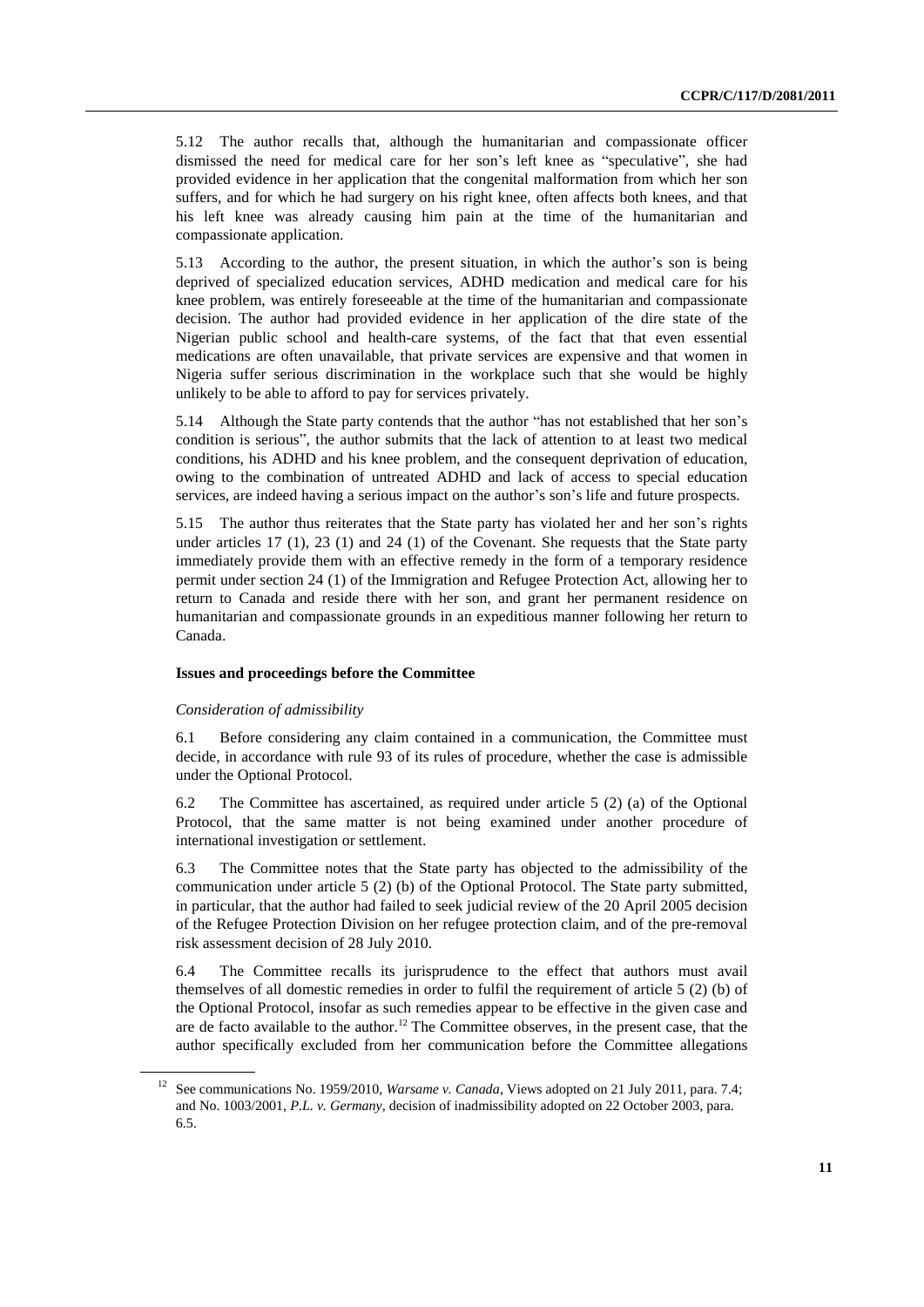5.12 The author recalls that, although the humanitarian and compassionate officer dismissed the need for medical care for her son's left knee as "speculative", she had provided evidence in her application that the congenital malformation from which her son suffers, and for which he had surgery on his right knee, often affects both knees, and that his left knee was already causing him pain at the time of the humanitarian and compassionate application.

5.13 According to the author, the present situation, in which the author's son is being deprived of specialized education services, ADHD medication and medical care for his knee problem, was entirely foreseeable at the time of the humanitarian and compassionate decision. The author had provided evidence in her application of the dire state of the Nigerian public school and health-care systems, of the fact that that even essential medications are often unavailable, that private services are expensive and that women in Nigeria suffer serious discrimination in the workplace such that she would be highly unlikely to be able to afford to pay for services privately.

5.14 Although the State party contends that the author "has not established that her son's condition is serious", the author submits that the lack of attention to at least two medical conditions, his ADHD and his knee problem, and the consequent deprivation of education, owing to the combination of untreated ADHD and lack of access to special education services, are indeed having a serious impact on the author's son's life and future prospects.

5.15 The author thus reiterates that the State party has violated her and her son's rights under articles 17 (1), 23 (1) and 24 (1) of the Covenant. She requests that the State party immediately provide them with an effective remedy in the form of a temporary residence permit under section 24 (1) of the Immigration and Refugee Protection Act, allowing her to return to Canada and reside there with her son, and grant her permanent residence on humanitarian and compassionate grounds in an expeditious manner following her return to Canada.

### Issues and proceedings before the Committee

*Consideration of admissibility*

6.1 Before considering any claim contained in a communication, the Committee must decide, in accordance with rule 93 of its rules of procedure, whether the case is admissible under the Optional Protocol.

6.2 The Committee has ascertained, as required under article 5 (2) (a) of the Optional Protocol, that the same matter is not being examined under another procedure of international investigation or settlement.

6.3 The Committee notes that the State party has objected to the admissibility of the communication under article 5 (2) (b) of the Optional Protocol. The State party submitted, in particular, that the author had failed to seek judicial review of the 20 April 2005 decision of the Refugee Protection Division on her refugee protection claim, and of the pre-removal risk assessment decision of 28 July 2010.

6.4 The Committee recalls its jurisprudence to the effect that authors must avail themselves of all domestic remedies in order to fulfil the requirement of article 5 (2) (b) of the Optional Protocol, insofar as such remedies appear to be effective in the given case and are de facto available to the author.[12] The Committee observes, in the present case, that the author specifically excluded from her communication before the Committee allegations

[12] See communications No. 1959/2010, *Warsame v. Canada*, Views adopted on 21 July 2011, para. 7.4; and No. 1003/2001, *P.L. v. Germany*, decision of inadmissibility adopted on 22 October 2003, para. 6.5.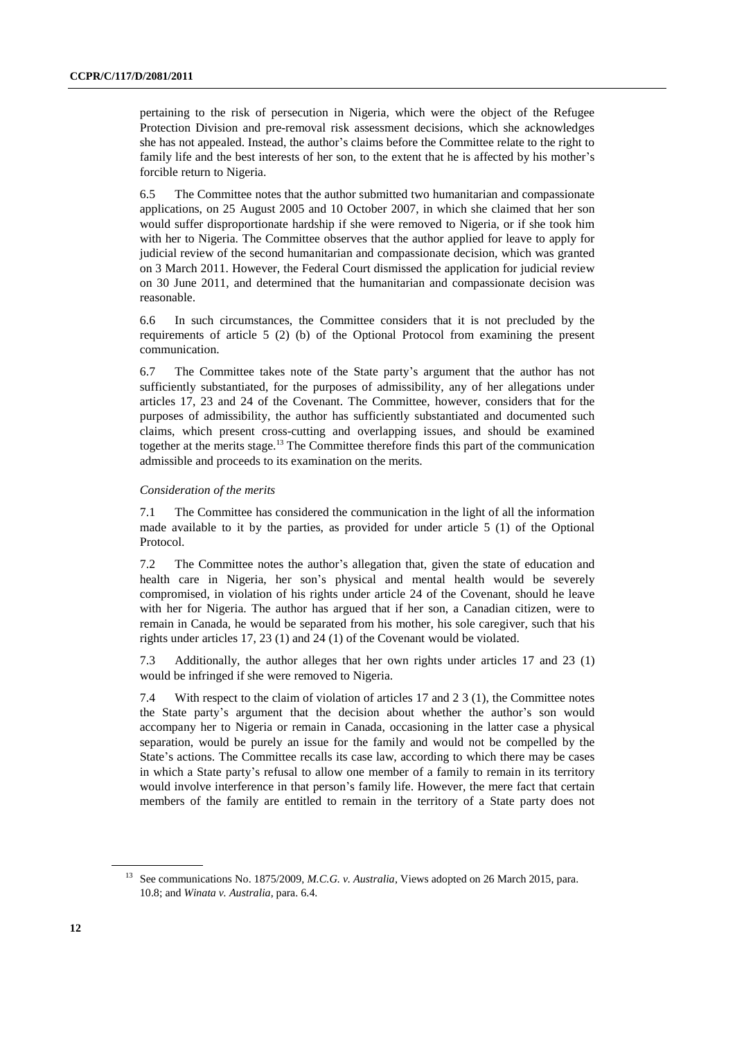pertaining to the risk of persecution in Nigeria, which were the object of the Refugee Protection Division and pre-removal risk assessment decisions, which she acknowledges she has not appealed. Instead, the author's claims before the Committee relate to the right to family life and the best interests of her son, to the extent that he is affected by his mother's forcible return to Nigeria.

6.5 The Committee notes that the author submitted two humanitarian and compassionate applications, on 25 August 2005 and 10 October 2007, in which she claimed that her son would suffer disproportionate hardship if she were removed to Nigeria, or if she took him with her to Nigeria. The Committee observes that the author applied for leave to apply for judicial review of the second humanitarian and compassionate decision, which was granted on 3 March 2011. However, the Federal Court dismissed the application for judicial review on 30 June 2011, and determined that the humanitarian and compassionate decision was reasonable.

6.6 In such circumstances, the Committee considers that it is not precluded by the requirements of article 5 (2) (b) of the Optional Protocol from examining the present communication.

6.7 The Committee takes note of the State party's argument that the author has not sufficiently substantiated, for the purposes of admissibility, any of her allegations under articles 17, 23 and 24 of the Covenant. The Committee, however, considers that for the purposes of admissibility, the author has sufficiently substantiated and documented such claims, which present cross-cutting and overlapping issues, and should be examined together at the merits stage.[13] The Committee therefore finds this part of the communication admissible and proceeds to its examination on the merits.

*Consideration of the merits*

7.1 The Committee has considered the communication in the light of all the information made available to it by the parties, as provided for under article 5 (1) of the Optional Protocol.

7.2 The Committee notes the author's allegation that, given the state of education and health care in Nigeria, her son's physical and mental health would be severely compromised, in violation of his rights under article 24 of the Covenant, should he leave with her for Nigeria. The author has argued that if her son, a Canadian citizen, were to remain in Canada, he would be separated from his mother, his sole caregiver, such that his rights under articles 17, 23 (1) and 24 (1) of the Covenant would be violated.

7.3 Additionally, the author alleges that her own rights under articles 17 and 23 (1) would be infringed if she were removed to Nigeria.

7.4 With respect to the claim of violation of articles 17 and 2 3 (1), the Committee notes the State party's argument that the decision about whether the author's son would accompany her to Nigeria or remain in Canada, occasioning in the latter case a physical separation, would be purely an issue for the family and would not be compelled by the State's actions. The Committee recalls its case law, according to which there may be cases in which a State party's refusal to allow one member of a family to remain in its territory would involve interference in that person's family life. However, the mere fact that certain members of the family are entitled to remain in the territory of a State party does not

[13] See communications No. 1875/2009, *M.C.G. v. Australia*, Views adopted on 26 March 2015, para. 10.8; and *Winata v. Australia*, para. 6.4.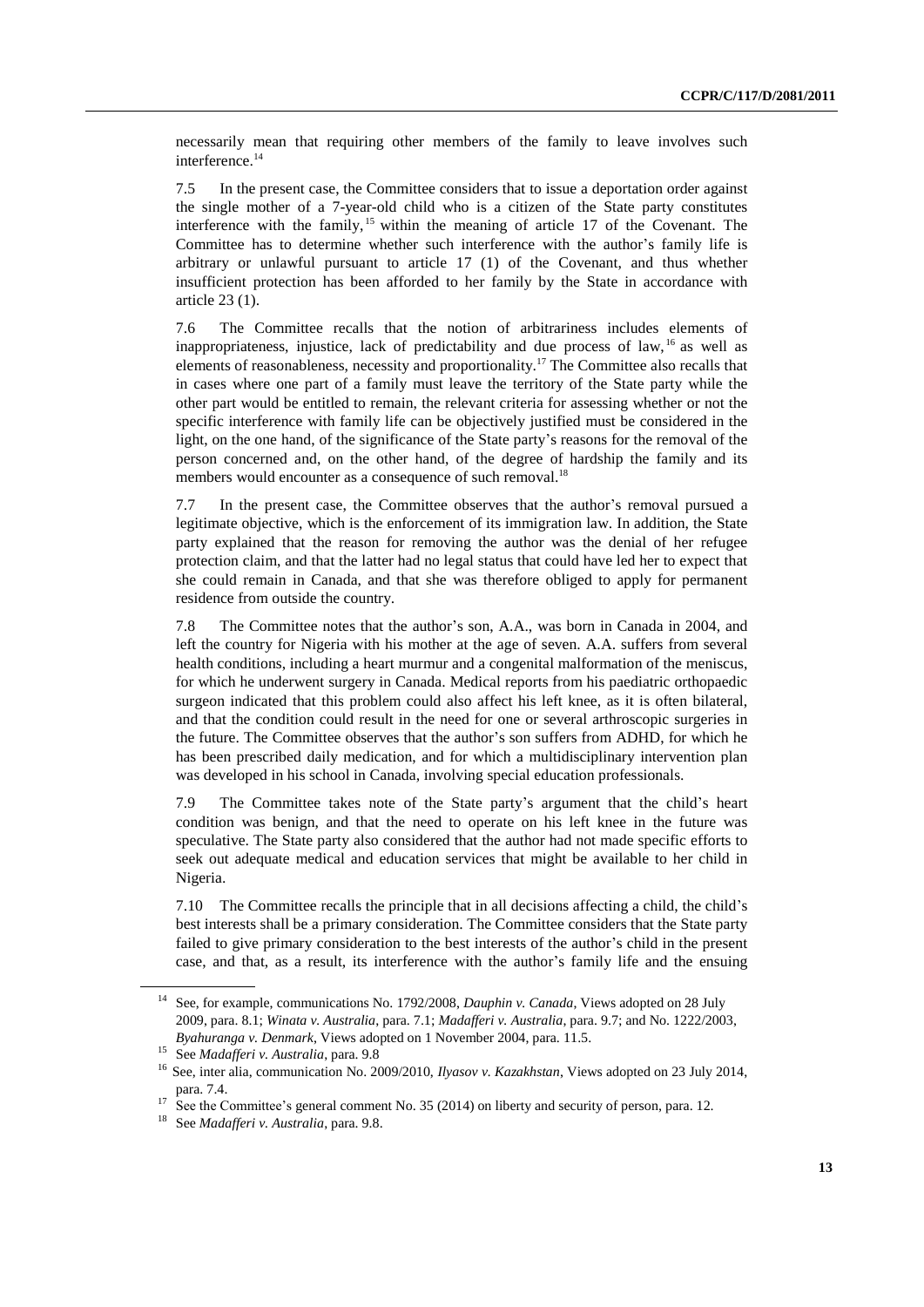necessarily mean that requiring other members of the family to leave involves such interference.[14]

7.5 In the present case, the Committee considers that to issue a deportation order against the single mother of a 7-year-old child who is a citizen of the State party constitutes interference with the family,[15] within the meaning of article 17 of the Covenant. The Committee has to determine whether such interference with the author's family life is arbitrary or unlawful pursuant to article 17 (1) of the Covenant, and thus whether insufficient protection has been afforded to her family by the State in accordance with article 23 (1).

7.6 The Committee recalls that the notion of arbitrariness includes elements of inappropriateness, injustice, lack of predictability and due process of law,[16] as well as elements of reasonableness, necessity and proportionality.[17] The Committee also recalls that in cases where one part of a family must leave the territory of the State party while the other part would be entitled to remain, the relevant criteria for assessing whether or not the specific interference with family life can be objectively justified must be considered in the light, on the one hand, of the significance of the State party's reasons for the removal of the person concerned and, on the other hand, of the degree of hardship the family and its members would encounter as a consequence of such removal.[18]

7.7 In the present case, the Committee observes that the author's removal pursued a legitimate objective, which is the enforcement of its immigration law. In addition, the State party explained that the reason for removing the author was the denial of her refugee protection claim, and that the latter had no legal status that could have led her to expect that she could remain in Canada, and that she was therefore obliged to apply for permanent residence from outside the country.

7.8 The Committee notes that the author's son, A.A., was born in Canada in 2004, and left the country for Nigeria with his mother at the age of seven. A.A. suffers from several health conditions, including a heart murmur and a congenital malformation of the meniscus, for which he underwent surgery in Canada. Medical reports from his paediatric orthopaedic surgeon indicated that this problem could also affect his left knee, as it is often bilateral, and that the condition could result in the need for one or several arthroscopic surgeries in the future. The Committee observes that the author's son suffers from ADHD, for which he has been prescribed daily medication, and for which a multidisciplinary intervention plan was developed in his school in Canada, involving special education professionals.

7.9 The Committee takes note of the State party's argument that the child's heart condition was benign, and that the need to operate on his left knee in the future was speculative. The State party also considered that the author had not made specific efforts to seek out adequate medical and education services that might be available to her child in Nigeria.

7.10 The Committee recalls the principle that in all decisions affecting a child, the child's best interests shall be a primary consideration. The Committee considers that the State party failed to give primary consideration to the best interests of the author's child in the present case, and that, as a result, its interference with the author's family life and the ensuing

---

[14] See, for example, communications No. 1792/2008, *Dauphin v. Canada*, Views adopted on 28 July 2009, para. 8.1; *Winata v. Australia*, para. 7.1; *Madafferi v. Australia*, para. 9.7; and No. 1222/2003, *Byahuranga v. Denmark*, Views adopted on 1 November 2004, para. 11.5.

[15] See *Madafferi v. Australia*, para. 9.8

[16] See, inter alia, communication No. 2009/2010, *Ilyasov v. Kazakhstan*, Views adopted on 23 July 2014, para. 7.4.

[17] See the Committee's general comment No. 35 (2014) on liberty and security of person, para. 12.

[18] See *Madafferi v. Australia*, para. 9.8.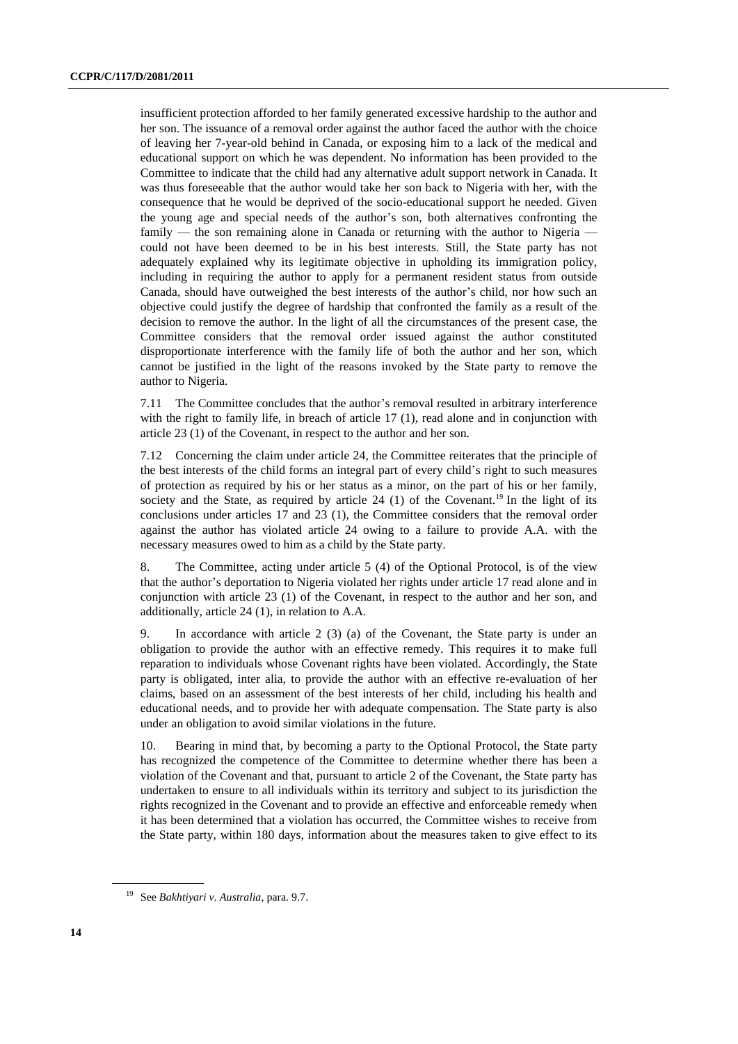insufficient protection afforded to her family generated excessive hardship to the author and her son. The issuance of a removal order against the author faced the author with the choice of leaving her 7-year-old behind in Canada, or exposing him to a lack of the medical and educational support on which he was dependent. No information has been provided to the Committee to indicate that the child had any alternative adult support network in Canada. It was thus foreseeable that the author would take her son back to Nigeria with her, with the consequence that he would be deprived of the socio-educational support he needed. Given the young age and special needs of the author's son, both alternatives confronting the family — the son remaining alone in Canada or returning with the author to Nigeria — could not have been deemed to be in his best interests. Still, the State party has not adequately explained why its legitimate objective in upholding its immigration policy, including in requiring the author to apply for a permanent resident status from outside Canada, should have outweighed the best interests of the author's child, nor how such an objective could justify the degree of hardship that confronted the family as a result of the decision to remove the author. In the light of all the circumstances of the present case, the Committee considers that the removal order issued against the author constituted disproportionate interference with the family life of both the author and her son, which cannot be justified in the light of the reasons invoked by the State party to remove the author to Nigeria.

7.11 The Committee concludes that the author's removal resulted in arbitrary interference with the right to family life, in breach of article 17 (1), read alone and in conjunction with article 23 (1) of the Covenant, in respect to the author and her son.

7.12 Concerning the claim under article 24, the Committee reiterates that the principle of the best interests of the child forms an integral part of every child's right to such measures of protection as required by his or her status as a minor, on the part of his or her family, society and the State, as required by article 24 (1) of the Covenant.[19] In the light of its conclusions under articles 17 and 23 (1), the Committee considers that the removal order against the author has violated article 24 owing to a failure to provide A.A. with the necessary measures owed to him as a child by the State party.

8. The Committee, acting under article 5 (4) of the Optional Protocol, is of the view that the author's deportation to Nigeria violated her rights under article 17 read alone and in conjunction with article 23 (1) of the Covenant, in respect to the author and her son, and additionally, article 24 (1), in relation to A.A.

9. In accordance with article 2 (3) (a) of the Covenant, the State party is under an obligation to provide the author with an effective remedy. This requires it to make full reparation to individuals whose Covenant rights have been violated. Accordingly, the State party is obligated, inter alia, to provide the author with an effective re-evaluation of her claims, based on an assessment of the best interests of her child, including his health and educational needs, and to provide her with adequate compensation. The State party is also under an obligation to avoid similar violations in the future.

10. Bearing in mind that, by becoming a party to the Optional Protocol, the State party has recognized the competence of the Committee to determine whether there has been a violation of the Covenant and that, pursuant to article 2 of the Covenant, the State party has undertaken to ensure to all individuals within its territory and subject to its jurisdiction the rights recognized in the Covenant and to provide an effective and enforceable remedy when it has been determined that a violation has occurred, the Committee wishes to receive from the State party, within 180 days, information about the measures taken to give effect to its

[19] See *Bakhtiyari v. Australia*, para. 9.7.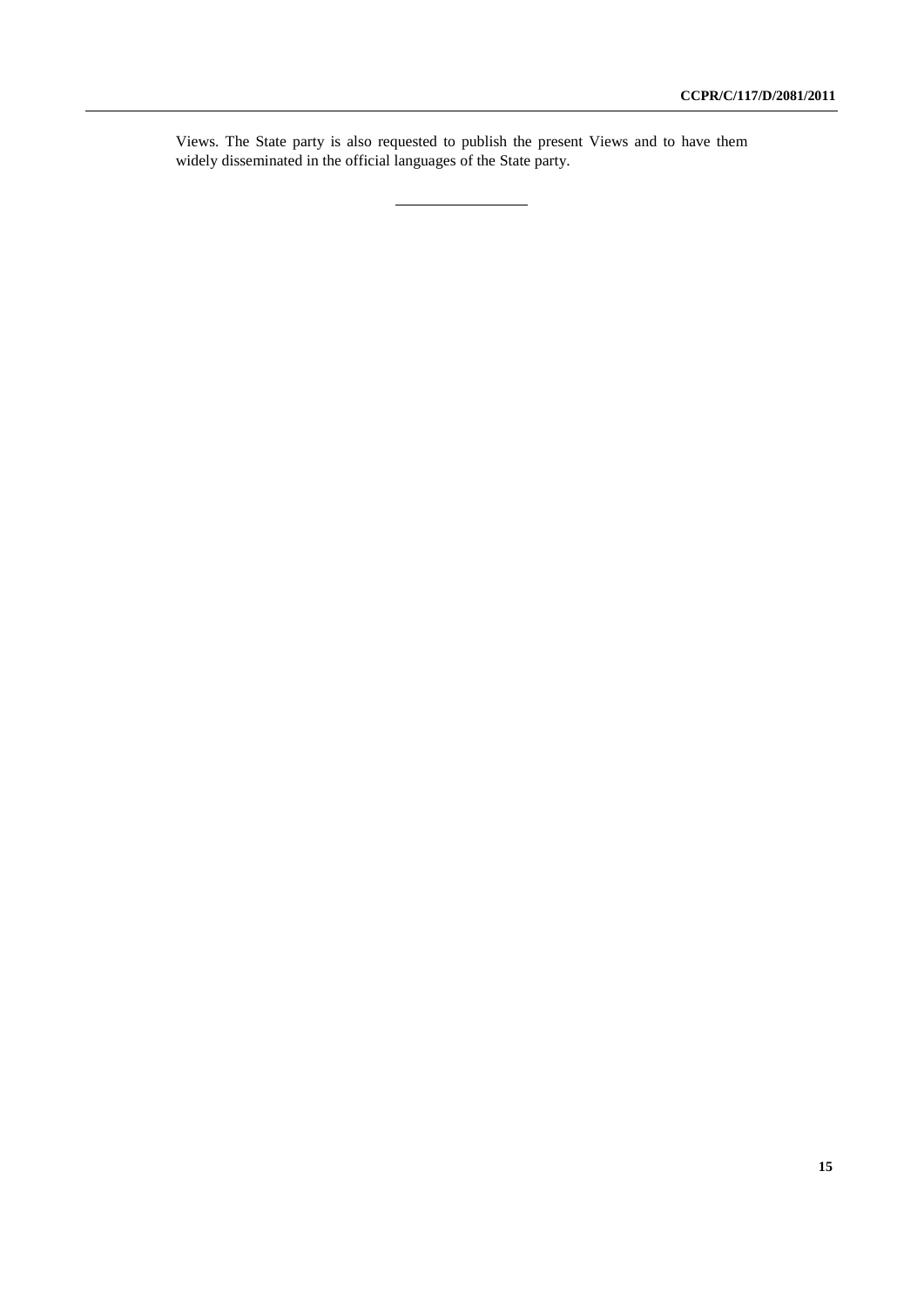Views. The State party is also requested to publish the present Views and to have them widely disseminated in the official languages of the State party.